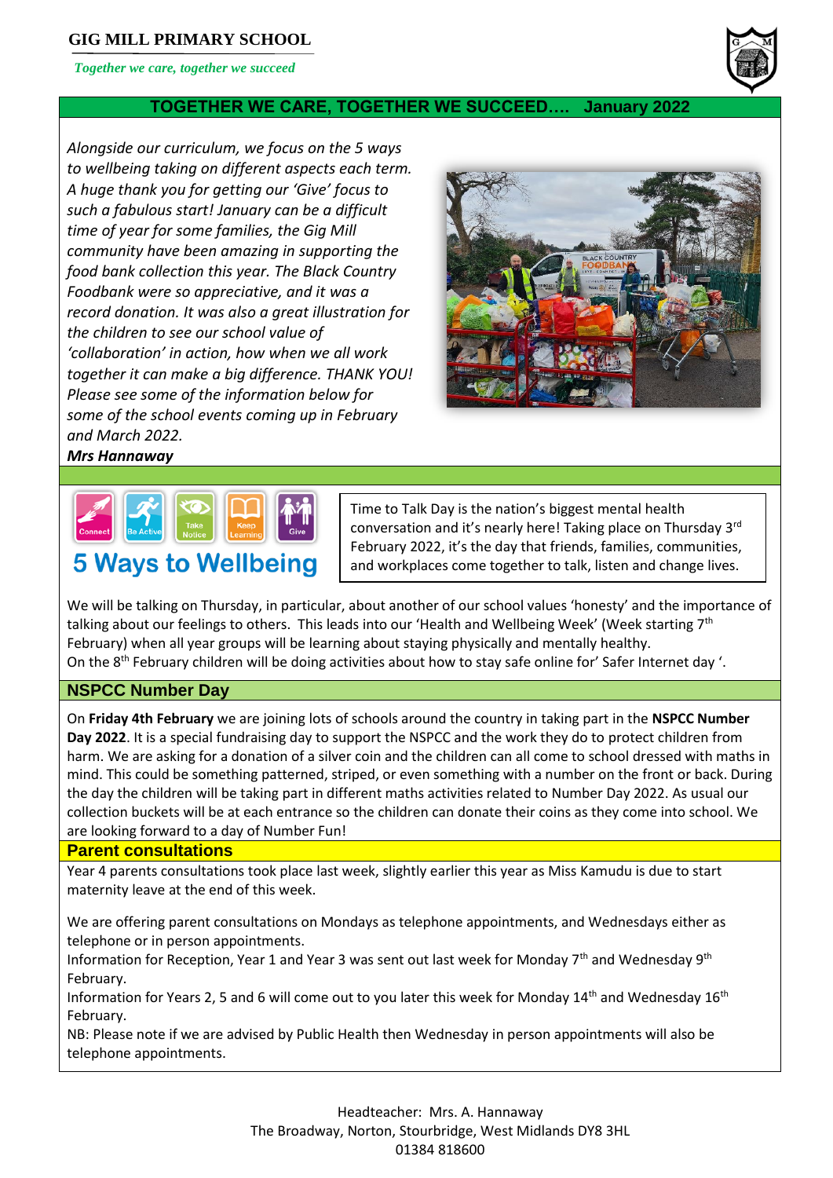# GIG MILL PRIMARY SCHOOL

*Together we care, together we succeed*

## TOGETHER WE CARE, TOGETHER WE SUCCEED…. January 2022

*Alongside our curriculum, we focus on the 5 ways to wellbeing taking on different aspects each term. A huge thank you for getting our 'Give' focus to such a fabulous start! January can be a difficult time of year for some families, the Gig Mill community have been amazing in supporting the food bank collection this year. The Black Country Foodbank were so appreciative, and it was a record donation. It was also a great illustration for the children to see our school value of 'collaboration' in action, how when we all work together it can make a big difference. THANK YOU! Please see some of the information below for some of the school events coming up in February and March 2022.*

***Mrs Hannaway***

**5 Ways to Wellbeing**

Connect · Be Active · Take Notice · Keep Learning · Give

Time to Talk Day is the nation's biggest mental health conversation and it's nearly here! Taking place on Thursday 3rd February 2022, it's the day that friends, families, communities, and workplaces come together to talk, listen and change lives.

We will be talking on Thursday, in particular, about another of our school values 'honesty' and the importance of talking about our feelings to others. This leads into our 'Health and Wellbeing Week' (Week starting 7th February) when all year groups will be learning about staying physically and mentally healthy.
On the 8th February children will be doing activities about how to stay safe online for' Safer Internet day '.

## NSPCC Number Day

On **Friday 4th February** we are joining lots of schools around the country in taking part in the **NSPCC Number Day 2022**. It is a special fundraising day to support the NSPCC and the work they do to protect children from harm. We are asking for a donation of a silver coin and the children can all come to school dressed with maths in mind. This could be something patterned, striped, or even something with a number on the front or back. During the day the children will be taking part in different maths activities related to Number Day 2022. As usual our collection buckets will be at each entrance so the children can donate their coins as they come into school. We are looking forward to a day of Number Fun!

## Parent consultations

Year 4 parents consultations took place last week, slightly earlier this year as Miss Kamudu is due to start maternity leave at the end of this week.

We are offering parent consultations on Mondays as telephone appointments, and Wednesdays either as telephone or in person appointments.
Information for Reception, Year 1 and Year 3 was sent out last week for Monday 7th and Wednesday 9th February.
Information for Years 2, 5 and 6 will come out to you later this week for Monday 14th and Wednesday 16th February.
NB: Please note if we are advised by Public Health then Wednesday in person appointments will also be telephone appointments.

Headteacher: Mrs. A. Hannaway
The Broadway, Norton, Stourbridge, West Midlands DY8 3HL
01384 818600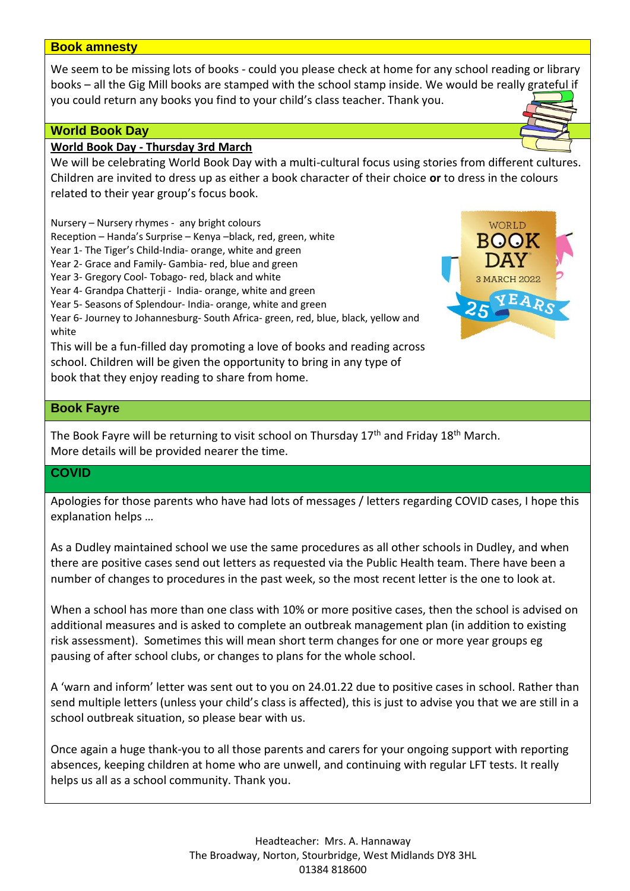## Book amnesty

We seem to be missing lots of books - could you please check at home for any school reading or library books – all the Gig Mill books are stamped with the school stamp inside. We would be really grateful if you could return any books you find to your child's class teacher. Thank you.

## World Book Day

**World Book Day - Thursday 3rd March**

We will be celebrating World Book Day with a multi-cultural focus using stories from different cultures. Children are invited to dress up as either a book character of their choice **or** to dress in the colours related to their year group's focus book.

Nursery – Nursery rhymes - any bright colours
Reception – Handa's Surprise – Kenya –black, red, green, white
Year 1- The Tiger's Child-India- orange, white and green
Year 2- Grace and Family- Gambia- red, blue and green
Year 3- Gregory Cool- Tobago- red, black and white
Year 4- Grandpa Chatterji - India- orange, white and green
Year 5- Seasons of Splendour- India- orange, white and green
Year 6- Journey to Johannesburg- South Africa- green, red, blue, black, yellow and white

This will be a fun-filled day promoting a love of books and reading across school. Children will be given the opportunity to bring in any type of book that they enjoy reading to share from home.

## Book Fayre

The Book Fayre will be returning to visit school on Thursday 17th and Friday 18th March.
More details will be provided nearer the time.

## COVID

Apologies for those parents who have had lots of messages / letters regarding COVID cases, I hope this explanation helps …

As a Dudley maintained school we use the same procedures as all other schools in Dudley, and when there are positive cases send out letters as requested via the Public Health team. There have been a number of changes to procedures in the past week, so the most recent letter is the one to look at.

When a school has more than one class with 10% or more positive cases, then the school is advised on additional measures and is asked to complete an outbreak management plan (in addition to existing risk assessment). Sometimes this will mean short term changes for one or more year groups eg pausing of after school clubs, or changes to plans for the whole school.

A 'warn and inform' letter was sent out to you on 24.01.22 due to positive cases in school. Rather than send multiple letters (unless your child's class is affected), this is just to advise you that we are still in a school outbreak situation, so please bear with us.

Once again a huge thank-you to all those parents and carers for your ongoing support with reporting absences, keeping children at home who are unwell, and continuing with regular LFT tests. It really helps us all as a school community. Thank you.

Headteacher: Mrs. A. Hannaway
The Broadway, Norton, Stourbridge, West Midlands DY8 3HL
01384 818600